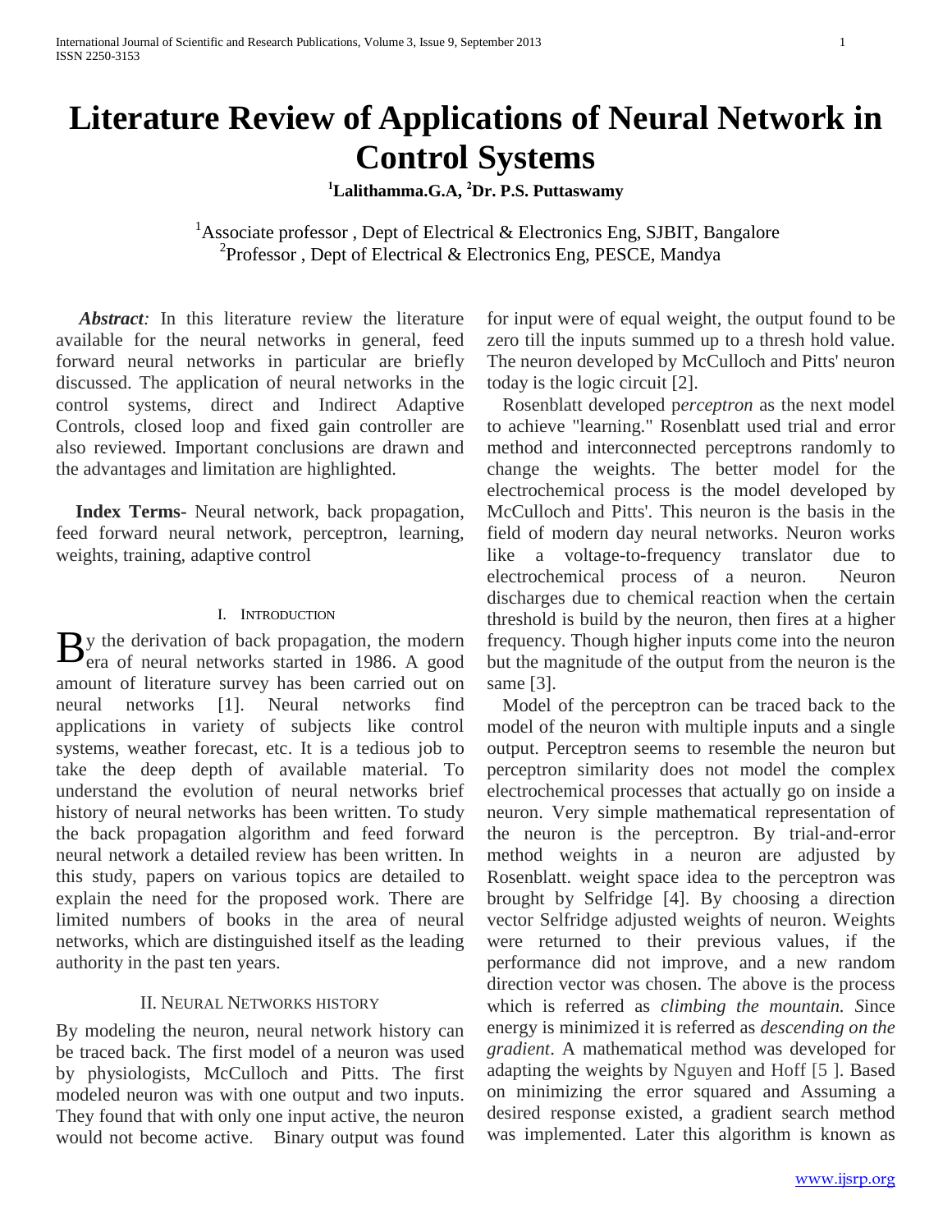# Literature Review of Applications of Neural Network in Control Systems

**[1]Lalithamma.G.A, [2]Dr. P.S. Puttaswamy**

[1]Associate professor , Dept of Electrical & Electronics Eng, SJBIT, Bangalore
[2]Professor , Dept of Electrical & Electronics Eng, PESCE, Mandya

***Abstract:*** In this literature review the literature available for the neural networks in general, feed forward neural networks in particular are briefly discussed. The application of neural networks in the control systems, direct and Indirect Adaptive Controls, closed loop and fixed gain controller are also reviewed. Important conclusions are drawn and the advantages and limitation are highlighted.

**Index Terms-** Neural network, back propagation, feed forward neural network, perceptron, learning, weights, training, adaptive control

## I. Introduction

By the derivation of back propagation, the modern era of neural networks started in 1986. A good amount of literature survey has been carried out on neural networks [1]. Neural networks find applications in variety of subjects like control systems, weather forecast, etc. It is a tedious job to take the deep depth of available material. To understand the evolution of neural networks brief history of neural networks has been written. To study the back propagation algorithm and feed forward neural network a detailed review has been written. In this study, papers on various topics are detailed to explain the need for the proposed work. There are limited numbers of books in the area of neural networks, which are distinguished itself as the leading authority in the past ten years.

## II. Neural Networks history

By modeling the neuron, neural network history can be traced back. The first model of a neuron was used by physiologists, McCulloch and Pitts. The first modeled neuron was with one output and two inputs. They found that with only one input active, the neuron would not become active. Binary output was found for input were of equal weight, the output found to be zero till the inputs summed up to a thresh hold value. The neuron developed by McCulloch and Pitts' neuron today is the logic circuit [2].

Rosenblatt developed p*erceptron* as the next model to achieve "learning." Rosenblatt used trial and error method and interconnected perceptrons randomly to change the weights. The better model for the electrochemical process is the model developed by McCulloch and Pitts'. This neuron is the basis in the field of modern day neural networks. Neuron works like a voltage-to-frequency translator due to electrochemical process of a neuron. Neuron discharges due to chemical reaction when the certain threshold is build by the neuron, then fires at a higher frequency. Though higher inputs come into the neuron but the magnitude of the output from the neuron is the same [3].

Model of the perceptron can be traced back to the model of the neuron with multiple inputs and a single output. Perceptron seems to resemble the neuron but perceptron similarity does not model the complex electrochemical processes that actually go on inside a neuron. Very simple mathematical representation of the neuron is the perceptron. By trial-and-error method weights in a neuron are adjusted by Rosenblatt. weight space idea to the perceptron was brought by Selfridge [4]. By choosing a direction vector Selfridge adjusted weights of neuron. Weights were returned to their previous values, if the performance did not improve, and a new random direction vector was chosen. The above is the process which is referred as *climbing the mountain. S*ince energy is minimized it is referred as *descending on the gradient*. A mathematical method was developed for adapting the weights by Nguyen and Hoff [5 ]. Based on minimizing the error squared and Assuming a desired response existed, a gradient search method was implemented. Later this algorithm is known as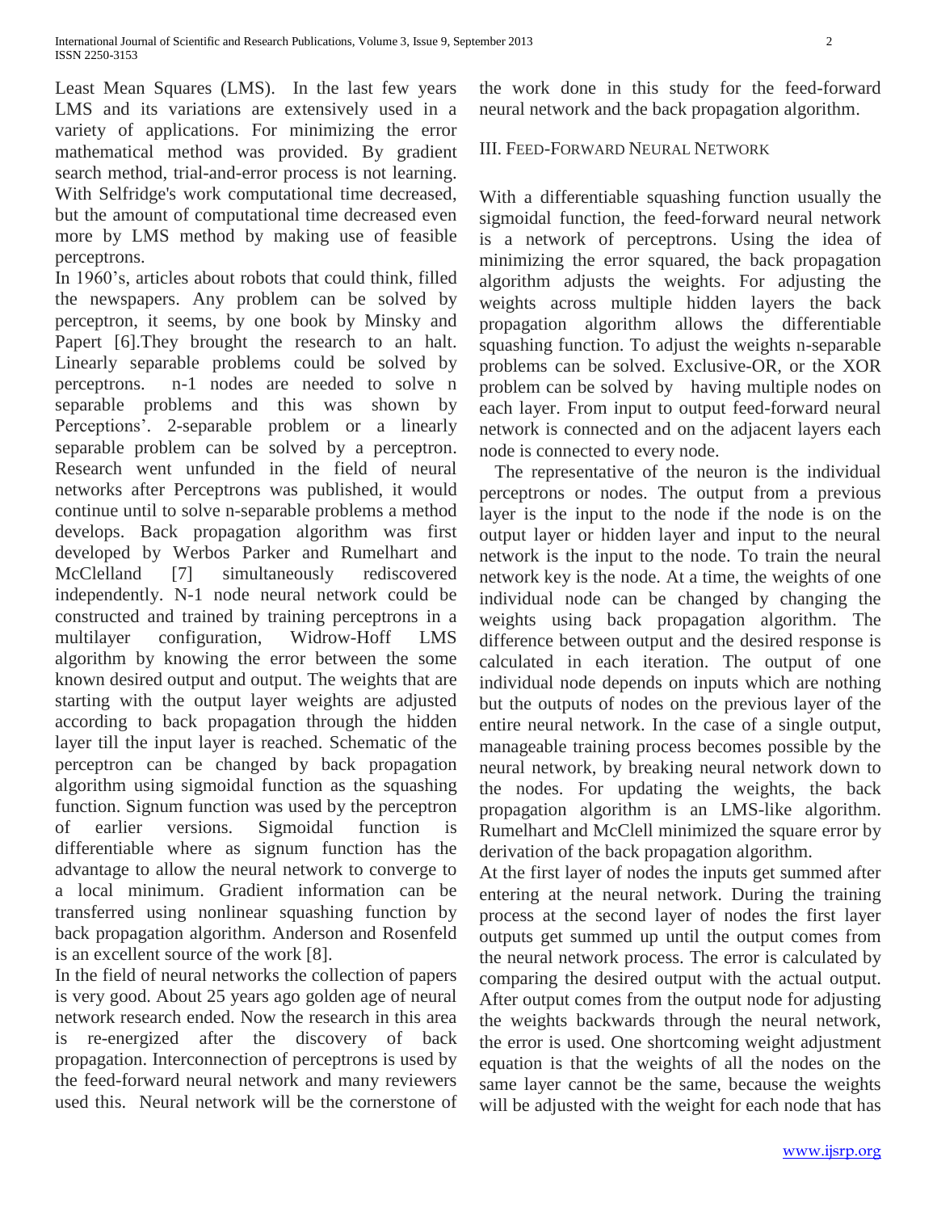Least Mean Squares (LMS). In the last few years LMS and its variations are extensively used in a variety of applications. For minimizing the error mathematical method was provided. By gradient search method, trial-and-error process is not learning. With Selfridge's work computational time decreased, but the amount of computational time decreased even more by LMS method by making use of feasible perceptrons.

In 1960's, articles about robots that could think, filled the newspapers. Any problem can be solved by perceptron, it seems, by one book by Minsky and Papert [6].They brought the research to an halt. Linearly separable problems could be solved by perceptrons. n-1 nodes are needed to solve n separable problems and this was shown by Perceptions'. 2-separable problem or a linearly separable problem can be solved by a perceptron. Research went unfunded in the field of neural networks after Perceptrons was published, it would continue until to solve n-separable problems a method develops. Back propagation algorithm was first developed by Werbos Parker and Rumelhart and McClelland [7] simultaneously rediscovered independently. N-1 node neural network could be constructed and trained by training perceptrons in a multilayer configuration, Widrow-Hoff LMS algorithm by knowing the error between the some known desired output and output. The weights that are starting with the output layer weights are adjusted according to back propagation through the hidden layer till the input layer is reached. Schematic of the perceptron can be changed by back propagation algorithm using sigmoidal function as the squashing function. Signum function was used by the perceptron of earlier versions. Sigmoidal function is differentiable where as signum function has the advantage to allow the neural network to converge to a local minimum. Gradient information can be transferred using nonlinear squashing function by back propagation algorithm. Anderson and Rosenfeld is an excellent source of the work [8].

In the field of neural networks the collection of papers is very good. About 25 years ago golden age of neural network research ended. Now the research in this area is re-energized after the discovery of back propagation. Interconnection of perceptrons is used by the feed-forward neural network and many reviewers used this. Neural network will be the cornerstone of the work done in this study for the feed-forward neural network and the back propagation algorithm.

## III. Feed-Forward Neural Network

With a differentiable squashing function usually the sigmoidal function, the feed-forward neural network is a network of perceptrons. Using the idea of minimizing the error squared, the back propagation algorithm adjusts the weights. For adjusting the weights across multiple hidden layers the back propagation algorithm allows the differentiable squashing function. To adjust the weights n-separable problems can be solved. Exclusive-OR, or the XOR problem can be solved by having multiple nodes on each layer. From input to output feed-forward neural network is connected and on the adjacent layers each node is connected to every node.

The representative of the neuron is the individual perceptrons or nodes. The output from a previous layer is the input to the node if the node is on the output layer or hidden layer and input to the neural network is the input to the node. To train the neural network key is the node. At a time, the weights of one individual node can be changed by changing the weights using back propagation algorithm. The difference between output and the desired response is calculated in each iteration. The output of one individual node depends on inputs which are nothing but the outputs of nodes on the previous layer of the entire neural network. In the case of a single output, manageable training process becomes possible by the neural network, by breaking neural network down to the nodes. For updating the weights, the back propagation algorithm is an LMS-like algorithm. Rumelhart and McClell minimized the square error by derivation of the back propagation algorithm.

At the first layer of nodes the inputs get summed after entering at the neural network. During the training process at the second layer of nodes the first layer outputs get summed up until the output comes from the neural network process. The error is calculated by comparing the desired output with the actual output. After output comes from the output node for adjusting the weights backwards through the neural network, the error is used. One shortcoming weight adjustment equation is that the weights of all the nodes on the same layer cannot be the same, because the weights will be adjusted with the weight for each node that has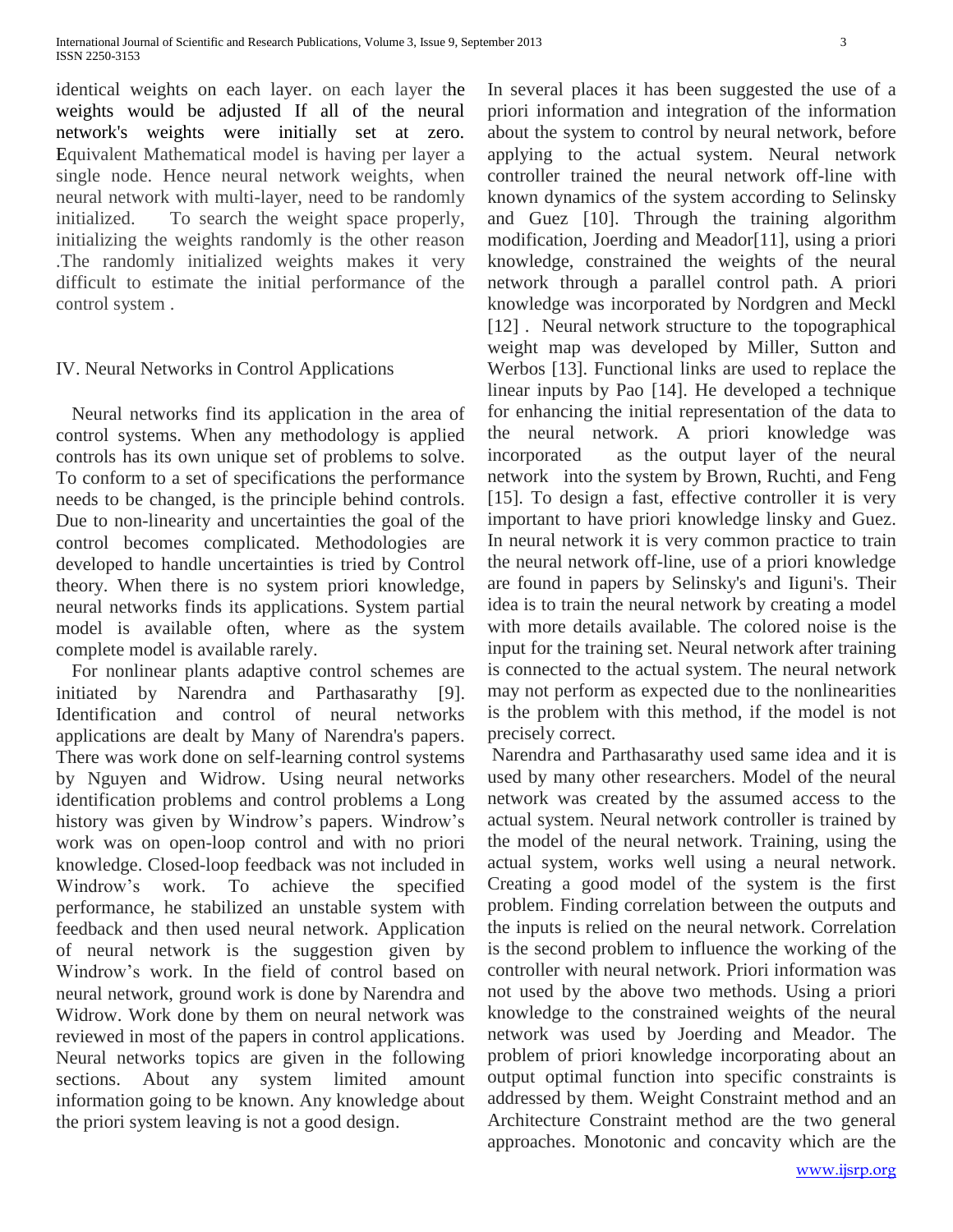identical weights on each layer. on each layer the weights would be adjusted If all of the neural network's weights were initially set at zero. Equivalent Mathematical model is having per layer a single node. Hence neural network weights, when neural network with multi-layer, need to be randomly initialized. To search the weight space properly, initializing the weights randomly is the other reason .The randomly initialized weights makes it very difficult to estimate the initial performance of the control system .

## IV. Neural Networks in Control Applications

Neural networks find its application in the area of control systems. When any methodology is applied controls has its own unique set of problems to solve. To conform to a set of specifications the performance needs to be changed, is the principle behind controls. Due to non-linearity and uncertainties the goal of the control becomes complicated. Methodologies are developed to handle uncertainties is tried by Control theory. When there is no system priori knowledge, neural networks finds its applications. System partial model is available often, where as the system complete model is available rarely.

For nonlinear plants adaptive control schemes are initiated by Narendra and Parthasarathy [9]. Identification and control of neural networks applications are dealt by Many of Narendra's papers. There was work done on self-learning control systems by Nguyen and Widrow. Using neural networks identification problems and control problems a Long history was given by Windrow's papers. Windrow's work was on open-loop control and with no priori knowledge. Closed-loop feedback was not included in Windrow's work. To achieve the specified performance, he stabilized an unstable system with feedback and then used neural network. Application of neural network is the suggestion given by Windrow's work. In the field of control based on neural network, ground work is done by Narendra and Widrow. Work done by them on neural network was reviewed in most of the papers in control applications. Neural networks topics are given in the following sections. About any system limited amount information going to be known. Any knowledge about the priori system leaving is not a good design.

In several places it has been suggested the use of a priori information and integration of the information about the system to control by neural network, before applying to the actual system. Neural network controller trained the neural network off-line with known dynamics of the system according to Selinsky and Guez [10]. Through the training algorithm modification, Joerding and Meador[11], using a priori knowledge, constrained the weights of the neural network through a parallel control path. A priori knowledge was incorporated by Nordgren and Meckl [12] . Neural network structure to the topographical weight map was developed by Miller, Sutton and Werbos [13]. Functional links are used to replace the linear inputs by Pao [14]. He developed a technique for enhancing the initial representation of the data to the neural network. A priori knowledge was incorporated as the output layer of the neural network into the system by Brown, Ruchti, and Feng [15]. To design a fast, effective controller it is very important to have priori knowledge linsky and Guez. In neural network it is very common practice to train the neural network off-line, use of a priori knowledge are found in papers by Selinsky's and Iiguni's. Their idea is to train the neural network by creating a model with more details available. The colored noise is the input for the training set. Neural network after training is connected to the actual system. The neural network may not perform as expected due to the nonlinearities is the problem with this method, if the model is not precisely correct.

Narendra and Parthasarathy used same idea and it is used by many other researchers. Model of the neural network was created by the assumed access to the actual system. Neural network controller is trained by the model of the neural network. Training, using the actual system, works well using a neural network. Creating a good model of the system is the first problem. Finding correlation between the outputs and the inputs is relied on the neural network. Correlation is the second problem to influence the working of the controller with neural network. Priori information was not used by the above two methods. Using a priori knowledge to the constrained weights of the neural network was used by Joerding and Meador. The problem of priori knowledge incorporating about an output optimal function into specific constraints is addressed by them. Weight Constraint method and an Architecture Constraint method are the two general approaches. Monotonic and concavity which are the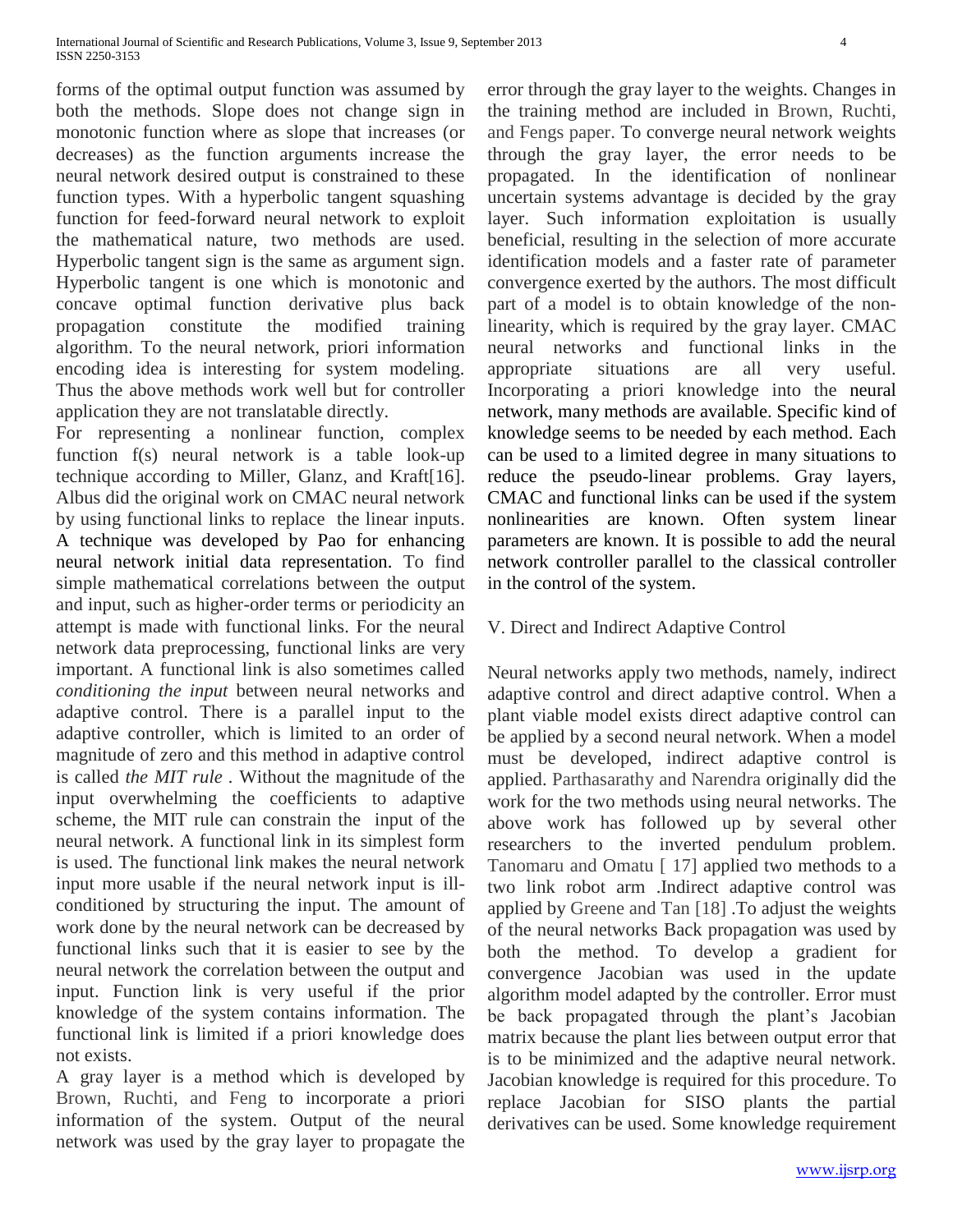forms of the optimal output function was assumed by both the methods. Slope does not change sign in monotonic function where as slope that increases (or decreases) as the function arguments increase the neural network desired output is constrained to these function types. With a hyperbolic tangent squashing function for feed-forward neural network to exploit the mathematical nature, two methods are used. Hyperbolic tangent sign is the same as argument sign. Hyperbolic tangent is one which is monotonic and concave optimal function derivative plus back propagation constitute the modified training algorithm. To the neural network, priori information encoding idea is interesting for system modeling. Thus the above methods work well but for controller application they are not translatable directly.

For representing a nonlinear function, complex function f(s) neural network is a table look-up technique according to Miller, Glanz, and Kraft[16]. Albus did the original work on CMAC neural network by using functional links to replace the linear inputs. A technique was developed by Pao for enhancing neural network initial data representation. To find simple mathematical correlations between the output and input, such as higher-order terms or periodicity an attempt is made with functional links. For the neural network data preprocessing, functional links are very important. A functional link is also sometimes called *conditioning the input* between neural networks and adaptive control. There is a parallel input to the adaptive controller, which is limited to an order of magnitude of zero and this method in adaptive control is called *the MIT rule* . Without the magnitude of the input overwhelming the coefficients to adaptive scheme, the MIT rule can constrain the input of the neural network. A functional link in its simplest form is used. The functional link makes the neural network input more usable if the neural network input is ill-conditioned by structuring the input. The amount of work done by the neural network can be decreased by functional links such that it is easier to see by the neural network the correlation between the output and input. Function link is very useful if the prior knowledge of the system contains information. The functional link is limited if a priori knowledge does not exists.

A gray layer is a method which is developed by Brown, Ruchti, and Feng to incorporate a priori information of the system. Output of the neural network was used by the gray layer to propagate the error through the gray layer to the weights. Changes in the training method are included in Brown, Ruchti, and Fengs paper. To converge neural network weights through the gray layer, the error needs to be propagated. In the identification of nonlinear uncertain systems advantage is decided by the gray layer. Such information exploitation is usually beneficial, resulting in the selection of more accurate identification models and a faster rate of parameter convergence exerted by the authors. The most difficult part of a model is to obtain knowledge of the non-linearity, which is required by the gray layer. CMAC neural networks and functional links in the appropriate situations are all very useful. Incorporating a priori knowledge into the neural network, many methods are available. Specific kind of knowledge seems to be needed by each method. Each can be used to a limited degree in many situations to reduce the pseudo-linear problems. Gray layers, CMAC and functional links can be used if the system nonlinearities are known. Often system linear parameters are known. It is possible to add the neural network controller parallel to the classical controller in the control of the system.

## V. Direct and Indirect Adaptive Control

Neural networks apply two methods, namely, indirect adaptive control and direct adaptive control. When a plant viable model exists direct adaptive control can be applied by a second neural network. When a model must be developed, indirect adaptive control is applied. Parthasarathy and Narendra originally did the work for the two methods using neural networks. The above work has followed up by several other researchers to the inverted pendulum problem. Tanomaru and Omatu [ 17] applied two methods to a two link robot arm .Indirect adaptive control was applied by Greene and Tan [18] .To adjust the weights of the neural networks Back propagation was used by both the method. To develop a gradient for convergence Jacobian was used in the update algorithm model adapted by the controller. Error must be back propagated through the plant's Jacobian matrix because the plant lies between output error that is to be minimized and the adaptive neural network. Jacobian knowledge is required for this procedure. To replace Jacobian for SISO plants the partial derivatives can be used. Some knowledge requirement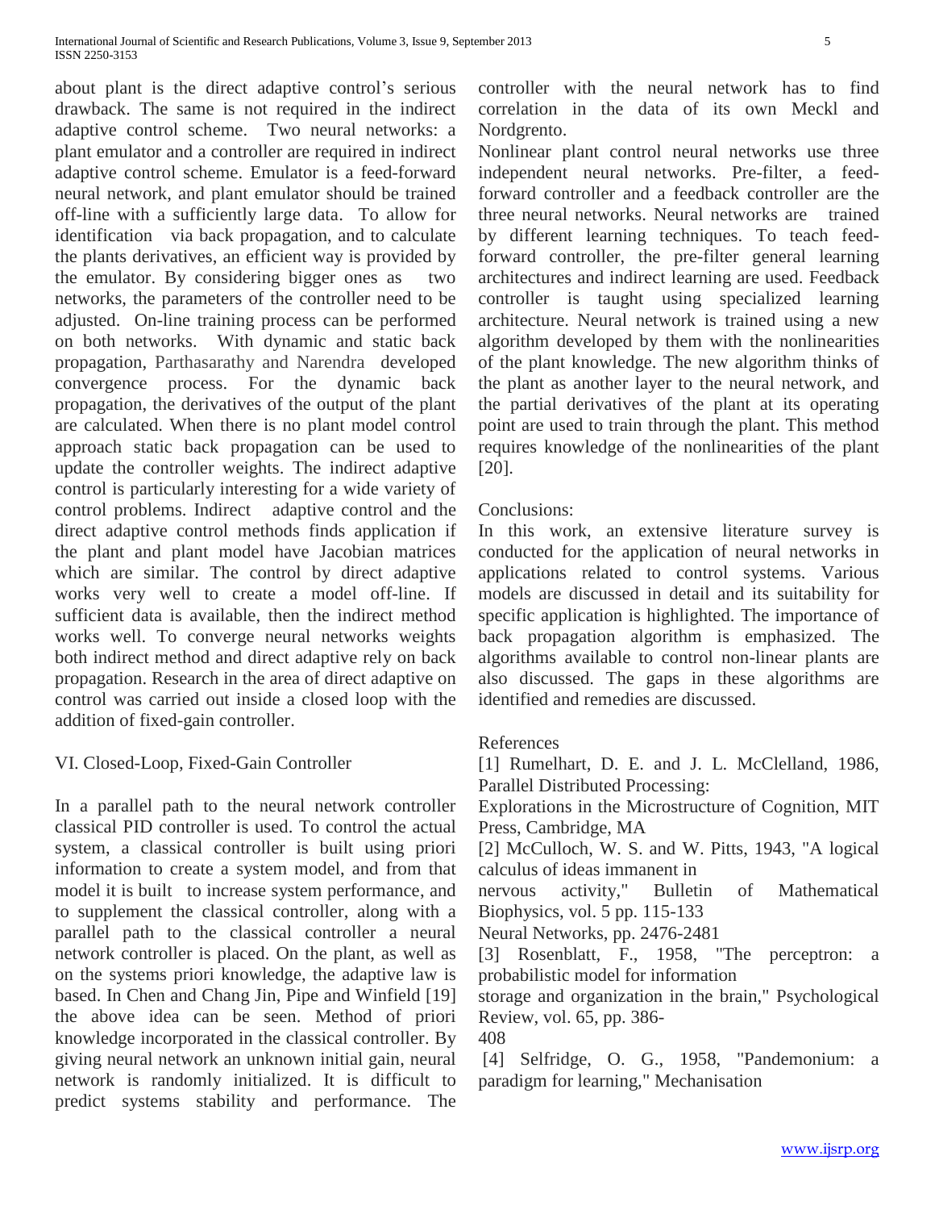about plant is the direct adaptive control's serious drawback. The same is not required in the indirect adaptive control scheme. Two neural networks: a plant emulator and a controller are required in indirect adaptive control scheme. Emulator is a feed-forward neural network, and plant emulator should be trained off-line with a sufficiently large data. To allow for identification via back propagation, and to calculate the plants derivatives, an efficient way is provided by the emulator. By considering bigger ones as two networks, the parameters of the controller need to be adjusted. On-line training process can be performed on both networks. With dynamic and static back propagation, Parthasarathy and Narendra developed convergence process. For the dynamic back propagation, the derivatives of the output of the plant are calculated. When there is no plant model control approach static back propagation can be used to update the controller weights. The indirect adaptive control is particularly interesting for a wide variety of control problems. Indirect adaptive control and the direct adaptive control methods finds application if the plant and plant model have Jacobian matrices which are similar. The control by direct adaptive works very well to create a model off-line. If sufficient data is available, then the indirect method works well. To converge neural networks weights both indirect method and direct adaptive rely on back propagation. Research in the area of direct adaptive on control was carried out inside a closed loop with the addition of fixed-gain controller.

## VI. Closed-Loop, Fixed-Gain Controller

In a parallel path to the neural network controller classical PID controller is used. To control the actual system, a classical controller is built using priori information to create a system model, and from that model it is built to increase system performance, and to supplement the classical controller, along with a parallel path to the classical controller a neural network controller is placed. On the plant, as well as on the systems priori knowledge, the adaptive law is based. In Chen and Chang Jin, Pipe and Winfield [19] the above idea can be seen. Method of priori knowledge incorporated in the classical controller. By giving neural network an unknown initial gain, neural network is randomly initialized. It is difficult to predict systems stability and performance. The controller with the neural network has to find correlation in the data of its own Meckl and Nordgrento.

Nonlinear plant control neural networks use three independent neural networks. Pre-filter, a feed-forward controller and a feedback controller are the three neural networks. Neural networks are trained by different learning techniques. To teach feed-forward controller, the pre-filter general learning architectures and indirect learning are used. Feedback controller is taught using specialized learning architecture. Neural network is trained using a new algorithm developed by them with the nonlinearities of the plant knowledge. The new algorithm thinks of the plant as another layer to the neural network, and the partial derivatives of the plant at its operating point are used to train through the plant. This method requires knowledge of the nonlinearities of the plant [20].

## Conclusions:

In this work, an extensive literature survey is conducted for the application of neural networks in applications related to control systems. Various models are discussed in detail and its suitability for specific application is highlighted. The importance of back propagation algorithm is emphasized. The algorithms available to control non-linear plants are also discussed. The gaps in these algorithms are identified and remedies are discussed.

## References

[1] Rumelhart, D. E. and J. L. McClelland, 1986, Parallel Distributed Processing:
Explorations in the Microstructure of Cognition, MIT Press, Cambridge, MA

[2] McCulloch, W. S. and W. Pitts, 1943, "A logical calculus of ideas immanent in
nervous activity," Bulletin of Mathematical Biophysics, vol. 5 pp. 115-133
Neural Networks, pp. 2476-2481

[3] Rosenblatt, F., 1958, "The perceptron: a probabilistic model for information
storage and organization in the brain," Psychological Review, vol. 65, pp. 386-
408

[4] Selfridge, O. G., 1958, "Pandemonium: a paradigm for learning," Mechanisation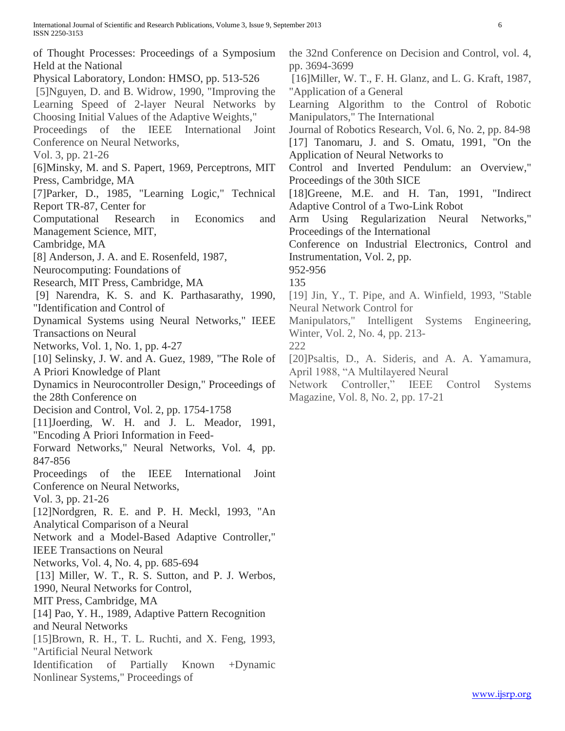of Thought Processes: Proceedings of a Symposium Held at the National
Physical Laboratory, London: HMSO, pp. 513-526

[5]Nguyen, D. and B. Widrow, 1990, "Improving the Learning Speed of 2-layer Neural Networks by Choosing Initial Values of the Adaptive Weights,"
Proceedings of the IEEE International Joint Conference on Neural Networks,
Vol. 3, pp. 21-26

[6]Minsky, M. and S. Papert, 1969, Perceptrons, MIT Press, Cambridge, MA

[7]Parker, D., 1985, "Learning Logic," Technical Report TR-87, Center for
Computational Research in Economics and Management Science, MIT,
Cambridge, MA

[8] Anderson, J. A. and E. Rosenfeld, 1987,
Neurocomputing: Foundations of
Research, MIT Press, Cambridge, MA

[9] Narendra, K. S. and K. Parthasarathy, 1990, "Identification and Control of
Dynamical Systems using Neural Networks," IEEE Transactions on Neural
Networks, Vol. 1, No. 1, pp. 4-27

[10] Selinsky, J. W. and A. Guez, 1989, "The Role of A Priori Knowledge of Plant
Dynamics in Neurocontroller Design," Proceedings of the 28th Conference on
Decision and Control, Vol. 2, pp. 1754-1758

[11]Joerding, W. H. and J. L. Meador, 1991, "Encoding A Priori Information in Feed-
Forward Networks," Neural Networks, Vol. 4, pp. 847-856
Proceedings of the IEEE International Joint Conference on Neural Networks,
Vol. 3, pp. 21-26

[12]Nordgren, R. E. and P. H. Meckl, 1993, "An Analytical Comparison of a Neural
Network and a Model-Based Adaptive Controller," IEEE Transactions on Neural
Networks, Vol. 4, No. 4, pp. 685-694

[13] Miller, W. T., R. S. Sutton, and P. J. Werbos, 1990, Neural Networks for Control,
MIT Press, Cambridge, MA

[14] Pao, Y. H., 1989, Adaptive Pattern Recognition and Neural Networks

[15]Brown, R. H., T. L. Ruchti, and X. Feng, 1993, "Artificial Neural Network
Identification of Partially Known +Dynamic Nonlinear Systems," Proceedings of
the 32nd Conference on Decision and Control, vol. 4, pp. 3694-3699

[16]Miller, W. T., F. H. Glanz, and L. G. Kraft, 1987, "Application of a General
Learning Algorithm to the Control of Robotic Manipulators," The International
Journal of Robotics Research, Vol. 6, No. 2, pp. 84-98

[17] Tanomaru, J. and S. Omatu, 1991, "On the Application of Neural Networks to
Control and Inverted Pendulum: an Overview," Proceedings of the 30th SICE

[18]Greene, M.E. and H. Tan, 1991, "Indirect Adaptive Control of a Two-Link Robot
Arm Using Regularization Neural Networks," Proceedings of the International
Conference on Industrial Electronics, Control and Instrumentation, Vol. 2, pp.
952-956
135

[19] Jin, Y., T. Pipe, and A. Winfield, 1993, "Stable Neural Network Control for
Manipulators," Intelligent Systems Engineering, Winter, Vol. 2, No. 4, pp. 213-
222

[20]Psaltis, D., A. Sideris, and A. A. Yamamura, April 1988, "A Multilayered Neural
Network Controller," IEEE Control Systems Magazine, Vol. 8, No. 2, pp. 17-21